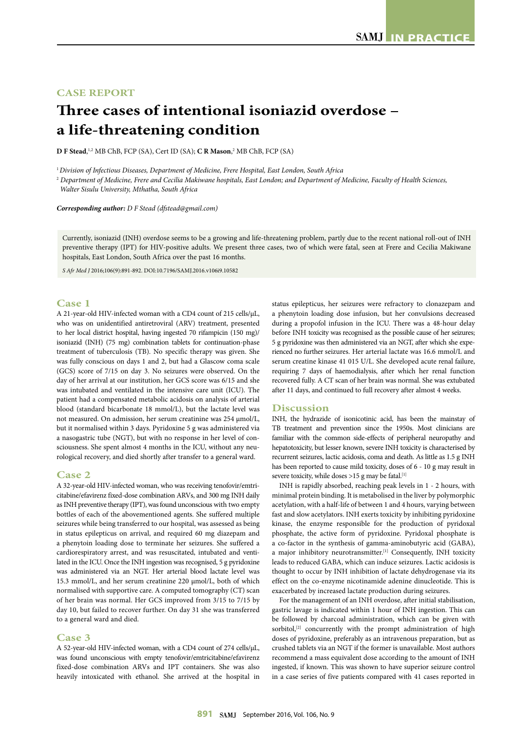CASE REPORT

# Three cases of intentional isoniazid overdose – a life-threatening condition

**D F Stead**,[1,2] MB ChB, FCP (SA), Cert ID (SA); **C R Mason**,[2] MB ChB, FCP (SA)

[1] *Division of Infectious Diseases, Department of Medicine, Frere Hospital, East London, South Africa*

[2] *Department of Medicine, Frere and Cecilia Makiwane hospitals, East London; and Department of Medicine, Faculty of Health Sciences, Walter Sisulu University, Mthatha, South Africa*

***Corresponding author:*** *D F Stead (dfstead@gmail.com)*

Currently, isoniazid (INH) overdose seems to be a growing and life-threatening problem, partly due to the recent national roll-out of INH preventive therapy (IPT) for HIV-positive adults. We present three cases, two of which were fatal, seen at Frere and Cecilia Makiwane hospitals, East London, South Africa over the past 16 months.

*S Afr Med J* 2016;106(9):891-892. DOI:10.7196/SAMJ.2016.v106i9.10582

## Case 1

A 21-year-old HIV-infected woman with a CD4 count of 215 cells/µL, who was on unidentified antiretroviral (ARV) treatment, presented to her local district hospital, having ingested 70 rifampicin (150 mg)/isoniazid (INH) (75 mg) combination tablets for continuation-phase treatment of tuberculosis (TB). No specific therapy was given. She was fully conscious on days 1 and 2, but had a Glasgow coma scale (GCS) score of 7/15 on day 3. No seizures were observed. On the day of her arrival at our institution, her GCS score was 6/15 and she was intubated and ventilated in the intensive care unit (ICU). The patient had a compensated metabolic acidosis on analysis of arterial blood (standard bicarbonate 18 mmol/L), but the lactate level was not measured. On admission, her serum creatinine was 254 µmol/L, but it normalised within 3 days. Pyridoxine 5 g was administered via a nasogastric tube (NGT), but with no response in her level of consciousness. She spent almost 4 months in the ICU, without any neurological recovery, and died shortly after transfer to a general ward.

## Case 2

A 32-year-old HIV-infected woman, who was receiving tenofovir/emtricitabine/efavirenz fixed-dose combination ARVs, and 300 mg INH daily as INH preventive therapy (IPT), was found unconscious with two empty bottles of each of the abovementioned agents. She suffered multiple seizures while being transferred to our hospital, was assessed as being in status epilepticus on arrival, and required 60 mg diazepam and a phenytoin loading dose to terminate her seizures. She suffered a cardiorespiratory arrest, and was resuscitated, intubated and ventilated in the ICU. Once the INH ingestion was recognised, 5 g pyridoxine was administered via an NGT. Her arterial blood lactate level was 15.3 mmol/L, and her serum creatinine 220 µmol/L, both of which normalised with supportive care. A computed tomography (CT) scan of her brain was normal. Her GCS improved from 3/15 to 7/15 by day 10, but failed to recover further. On day 31 she was transferred to a general ward and died.

## Case 3

A 52-year-old HIV-infected woman, with a CD4 count of 274 cells/µL, was found unconscious with empty tenofovir/emtricitabine/efavirenz fixed-dose combination ARVs and IPT containers. She was also heavily intoxicated with ethanol. She arrived at the hospital in status epilepticus, her seizures were refractory to clonazepam and a phenytoin loading dose infusion, but her convulsions decreased during a propofol infusion in the ICU. There was a 48-hour delay before INH toxicity was recognised as the possible cause of her seizures; 5 g pyridoxine was then administered via an NGT, after which she experienced no further seizures. Her arterial lactate was 16.6 mmol/L and serum creatine kinase 41 015 U/L. She developed acute renal failure, requiring 7 days of haemodialysis, after which her renal function recovered fully. A CT scan of her brain was normal. She was extubated after 11 days, and continued to full recovery after almost 4 weeks.

## Discussion

INH, the hydrazide of isonicotinic acid, has been the mainstay of TB treatment and prevention since the 1950s. Most clinicians are familiar with the common side-effects of peripheral neuropathy and hepatotoxicity, but lesser known, severe INH toxicity is characterised by recurrent seizures, lactic acidosis, coma and death. As little as 1.5 g INH has been reported to cause mild toxicity, doses of 6 - 10 g may result in severe toxicity, while doses >15 g may be fatal.[1]

INH is rapidly absorbed, reaching peak levels in 1 - 2 hours, with minimal protein binding. It is metabolised in the liver by polymorphic acetylation, with a half-life of between 1 and 4 hours, varying between fast and slow acetylators. INH exerts toxicity by inhibiting pyridoxine kinase, the enzyme responsible for the production of pyridoxal phosphate, the active form of pyridoxine. Pyridoxal phosphate is a co-factor in the synthesis of gamma-aminobutyric acid (GABA), a major inhibitory neurotransmitter.[1] Consequently, INH toxicity leads to reduced GABA, which can induce seizures. Lactic acidosis is thought to occur by INH inhibition of lactate dehydrogenase via its effect on the co-enzyme nicotinamide adenine dinucleotide. This is exacerbated by increased lactate production during seizures.

For the management of an INH overdose, after initial stabilisation, gastric lavage is indicated within 1 hour of INH ingestion. This can be followed by charcoal administration, which can be given with sorbitol,[2] concurrently with the prompt administration of high doses of pyridoxine, preferably as an intravenous preparation, but as crushed tablets via an NGT if the former is unavailable. Most authors recommend a mass equivalent dose according to the amount of INH ingested, if known. This was shown to have superior seizure control in a case series of five patients compared with 41 cases reported in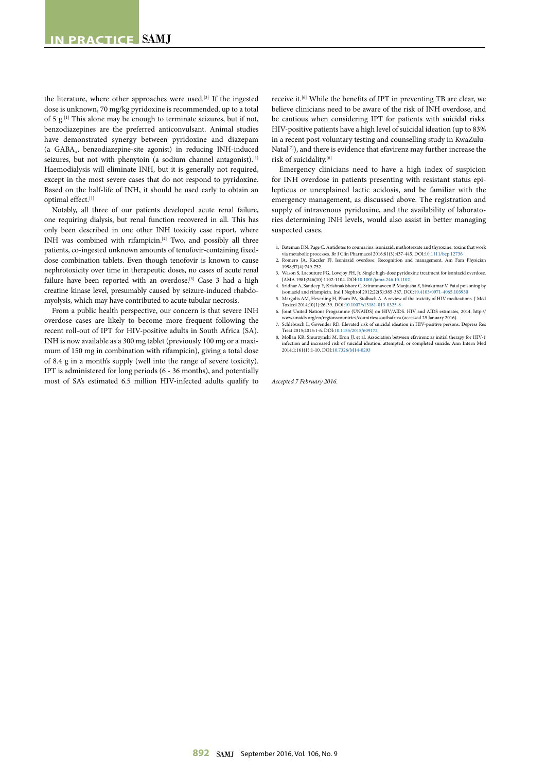the literature, where other approaches were used.[3] If the ingested dose is unknown, 70 mg/kg pyridoxine is recommended, up to a total of 5 g.[1] This alone may be enough to terminate seizures, but if not, benzodiazepines are the preferred anticonvulsant. Animal studies have demonstrated synergy between pyridoxine and diazepam (a $GABA_A$, benzodiazepine-site agonist) in reducing INH-induced seizures, but not with phenytoin (a sodium channel antagonist).[1] Haemodialysis will eliminate INH, but it is generally not required, except in the most severe cases that do not respond to pyridoxine. Based on the half-life of INH, it should be used early to obtain an optimal effect.[1]

Notably, all three of our patients developed acute renal failure, one requiring dialysis, but renal function recovered in all. This has only been described in one other INH toxicity case report, where INH was combined with rifampicin.[4] Two, and possibly all three patients, co-ingested unknown amounts of tenofovir-containing fixed-dose combination tablets. Even though tenofovir is known to cause nephrotoxicity over time in therapeutic doses, no cases of acute renal failure have been reported with an overdose.[5] Case 3 had a high creatine kinase level, presumably caused by seizure-induced rhabdomyolysis, which may have contributed to acute tubular necrosis.

From a public health perspective, our concern is that severe INH overdose cases are likely to become more frequent following the recent roll-out of IPT for HIV-positive adults in South Africa (SA). INH is now available as a 300 mg tablet (previously 100 mg or a maximum of 150 mg in combination with rifampicin), giving a total dose of 8.4 g in a month's supply (well into the range of severe toxicity). IPT is administered for long periods (6 - 36 months), and potentially most of SA's estimated 6.5 million HIV-infected adults qualify to receive it.[6] While the benefits of IPT in preventing TB are clear, we believe clinicians need to be aware of the risk of INH overdose, and be cautious when considering IPT for patients with suicidal risks. HIV-positive patients have a high level of suicidal ideation (up to 83% in a recent post-voluntary testing and counselling study in KwaZulu-Natal[7]), and there is evidence that efavirenz may further increase the risk of suicidality.[8]

Emergency clinicians need to have a high index of suspicion for INH overdose in patients presenting with resistant status epilepticus or unexplained lactic acidosis, and be familiar with the emergency management, as discussed above. The registration and supply of intravenous pyridoxine, and the availability of laboratories determining INH levels, would also assist in better managing suspected cases.

1. Bateman DN, Page C. Antidotes to coumarins, isoniazid, methotrexate and thyroxine; toxins that work via metabolic processes. Br J Clin Pharmacol 2016;81(3):437-445. DOI:10.1111/bcp.12736
2. Romero JA, Kuczler FJ. Isoniazid overdose: Recognition and management. Am Fam Physician 1998;57(4):749-752.
3. Wason S, Lacouture PG, Lovejoy FH, Jr. Single high-dose pyridoxine treatment for isoniazid overdose. JAMA 1981;246(10):1102-1104. DOI:10.1001/jama.246.10.1102
4. Sridhar A, Sandeep Y, Krishnakishore C, Sriramnaveen P, Manjusha Y, Sivakumar V. Fatal poisoning by isoniazid and rifampicin. Ind J Nephrol 2012;22(5):385-387. DOI:10.4103/0971-4065.103930
5. Margolis AM, Heverling H, Pham PA, Stolbach A. A review of the toxicity of HIV medications. J Med Toxicol 2014;10(1):26-39. DOI:10.1007/s13181-013-0325-8
6. Joint United Nations Programme (UNAIDS) on HIV/AIDS. HIV and AIDS estimates, 2014. http://www.unaids.org/en/regionscountries/countries/southafrica (accessed 25 January 2016).
7. Schlebusch L, Govender RD. Elevated risk of suicidal ideation in HIV-positive persons. Depress Res Treat 2015;2015:1-6. DOI:10.1155/2015/609172
8. Mollan KR, Smurzynski M, Eron JJ, et al. Association between efavirenz as initial therapy for HIV-1 infection and increased risk of suicidal ideation, attempted, or completed suicide. Ann Intern Med 2014;1:161(1):1-10. DOI:10.7326/M14-0293

*Accepted 7 February 2016.*